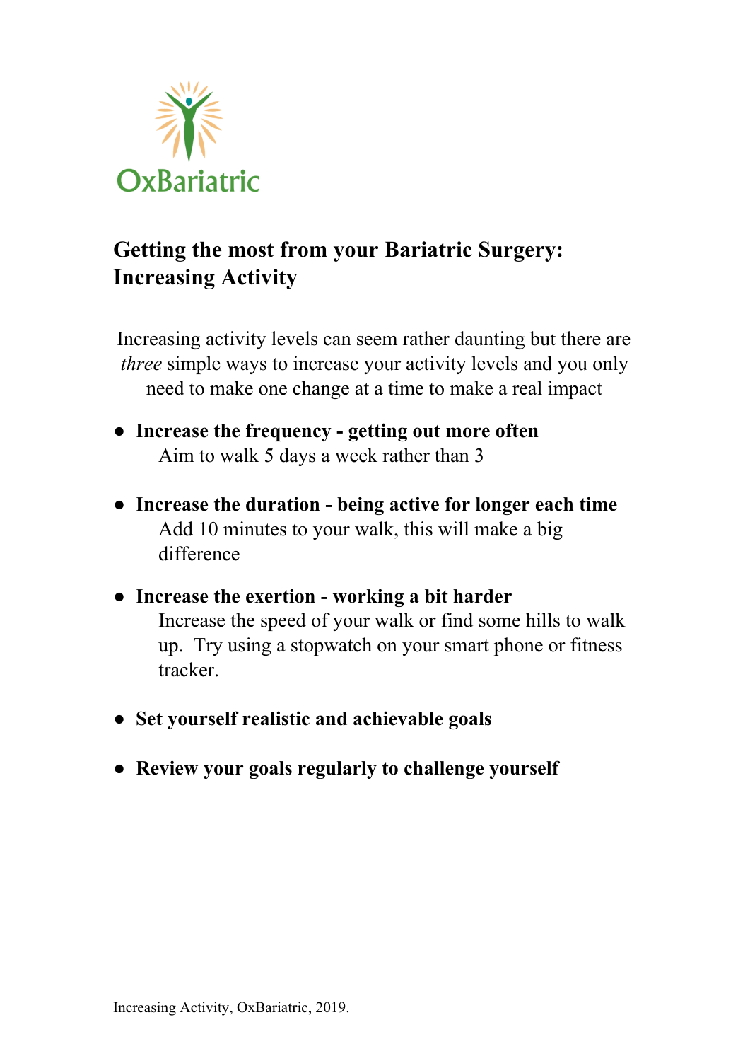OxBariatric

# Getting the most from your Bariatric Surgery: Increasing Activity

Increasing activity levels can seem rather daunting but there are *three* simple ways to increase your activity levels and you only need to make one change at a time to make a real impact

- **Increase the frequency - getting out more often**
  Aim to walk 5 days a week rather than 3

- **Increase the duration - being active for longer each time**
  Add 10 minutes to your walk, this will make a big difference

- **Increase the exertion - working a bit harder**
  Increase the speed of your walk or find some hills to walk up. Try using a stopwatch on your smart phone or fitness tracker.

- **Set yourself realistic and achievable goals**

- **Review your goals regularly to challenge yourself**

Increasing Activity, OxBariatric, 2019.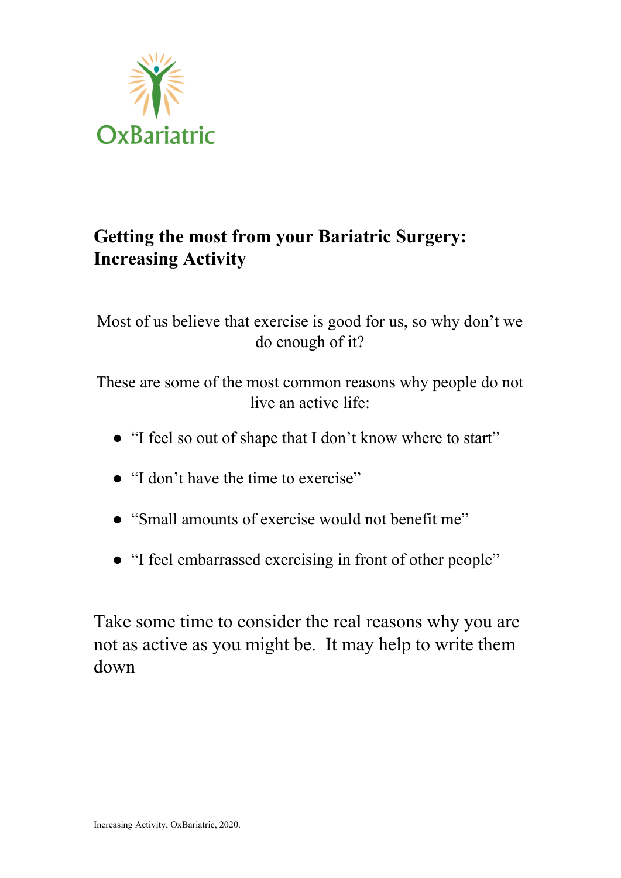OxBariatric

## Getting the most from your Bariatric Surgery: Increasing Activity

Most of us believe that exercise is good for us, so why don't we do enough of it?

These are some of the most common reasons why people do not live an active life:

- "I feel so out of shape that I don't know where to start"
- "I don't have the time to exercise"
- "Small amounts of exercise would not benefit me"
- "I feel embarrassed exercising in front of other people"

Take some time to consider the real reasons why you are not as active as you might be. It may help to write them down

Increasing Activity, OxBariatric, 2020.